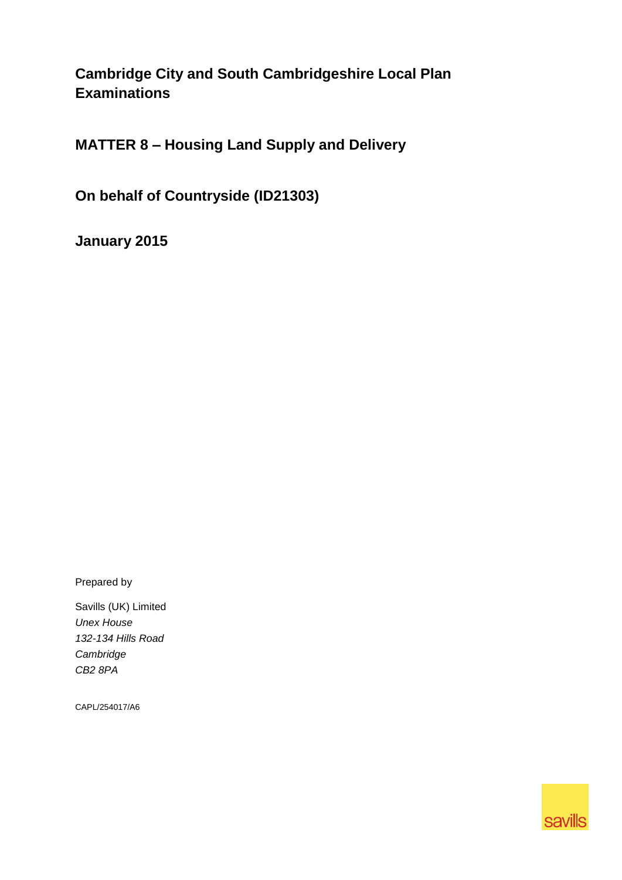# Cambridge City and South Cambridgeshire Local Plan Examinations

## MATTER 8 – Housing Land Supply and Delivery

## On behalf of Countryside (ID21303)

## January 2015

Prepared by

Savills (UK) Limited
*Unex House*
*132-134 Hills Road*
*Cambridge*
*CB2 8PA*

CAPL/254017/A6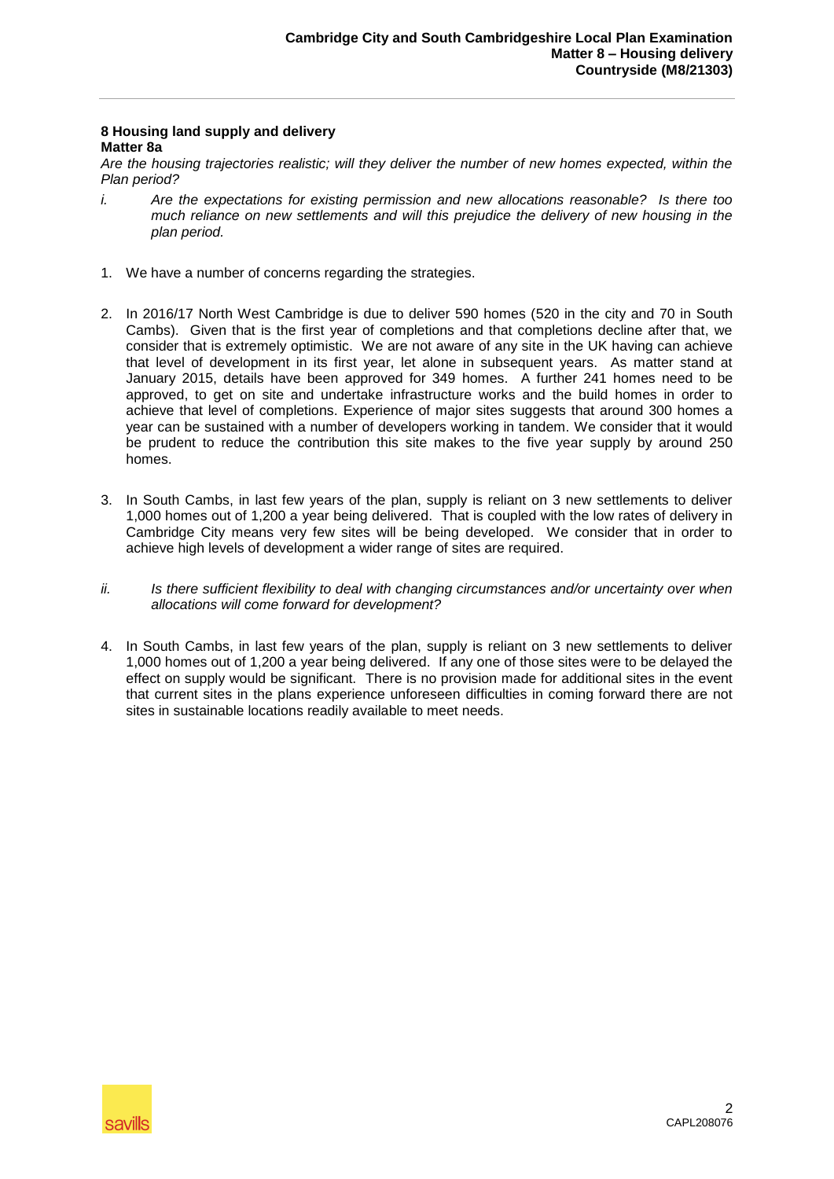**8 Housing land supply and delivery**
**Matter 8a**

*Are the housing trajectories realistic; will they deliver the number of new homes expected, within the Plan period?*

*i. Are the expectations for existing permission and new allocations reasonable? Is there too much reliance on new settlements and will this prejudice the delivery of new housing in the plan period.*

1. We have a number of concerns regarding the strategies.

2. In 2016/17 North West Cambridge is due to deliver 590 homes (520 in the city and 70 in South Cambs). Given that is the first year of completions and that completions decline after that, we consider that is extremely optimistic. We are not aware of any site in the UK having can achieve that level of development in its first year, let alone in subsequent years. As matter stand at January 2015, details have been approved for 349 homes. A further 241 homes need to be approved, to get on site and undertake infrastructure works and the build homes in order to achieve that level of completions. Experience of major sites suggests that around 300 homes a year can be sustained with a number of developers working in tandem. We consider that it would be prudent to reduce the contribution this site makes to the five year supply by around 250 homes.

3. In South Cambs, in last few years of the plan, supply is reliant on 3 new settlements to deliver 1,000 homes out of 1,200 a year being delivered. That is coupled with the low rates of delivery in Cambridge City means very few sites will be being developed. We consider that in order to achieve high levels of development a wider range of sites are required.

*ii. Is there sufficient flexibility to deal with changing circumstances and/or uncertainty over when allocations will come forward for development?*

4. In South Cambs, in last few years of the plan, supply is reliant on 3 new settlements to deliver 1,000 homes out of 1,200 a year being delivered. If any one of those sites were to be delayed the effect on supply would be significant. There is no provision made for additional sites in the event that current sites in the plans experience unforeseen difficulties in coming forward there are not sites in sustainable locations readily available to meet needs.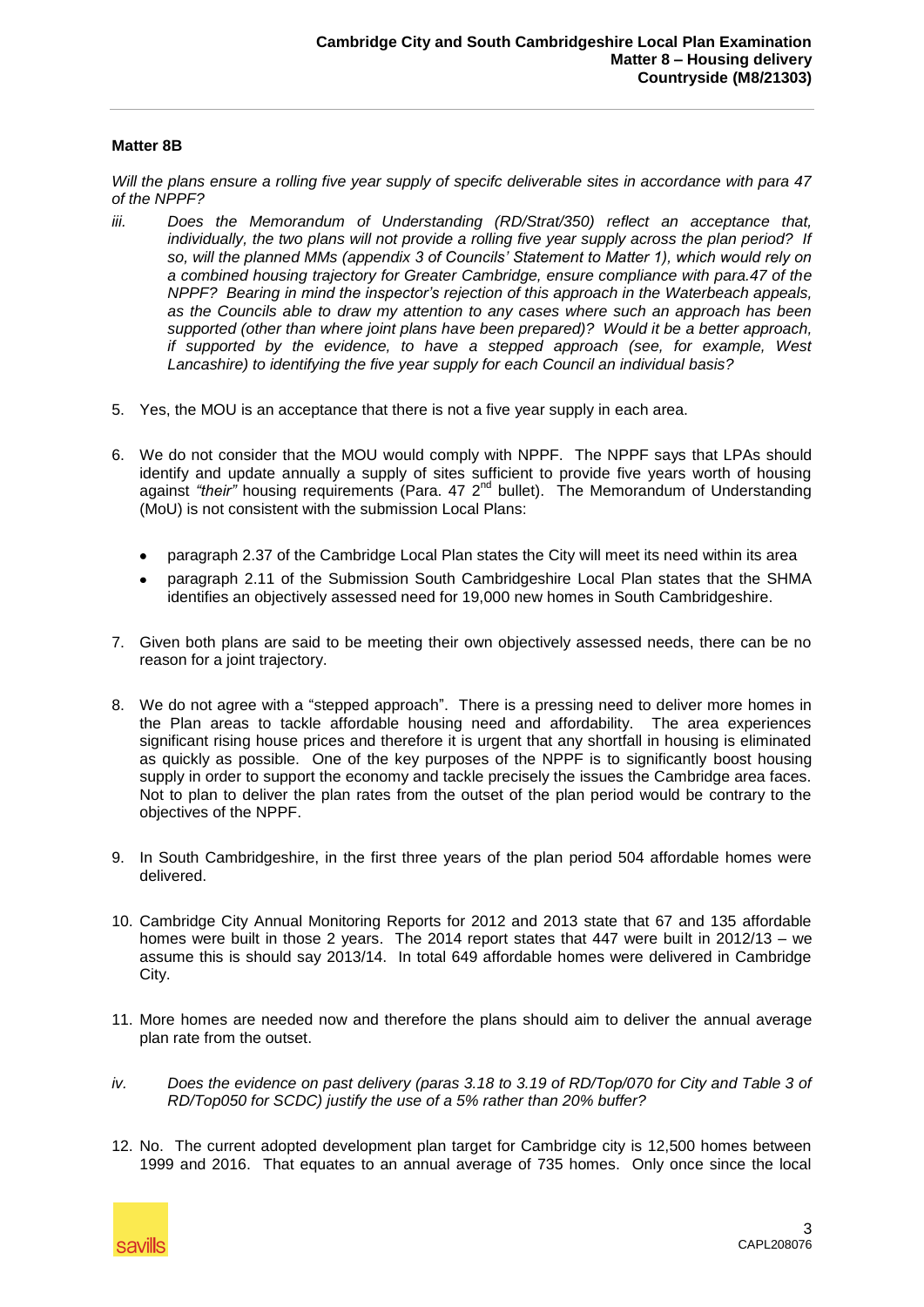**Matter 8B**

*Will the plans ensure a rolling five year supply of specifc deliverable sites in accordance with para 47 of the NPPF?*

*iii. Does the Memorandum of Understanding (RD/Strat/350) reflect an acceptance that, individually, the two plans will not provide a rolling five year supply across the plan period? If so, will the planned MMs (appendix 3 of Councils' Statement to Matter 1), which would rely on a combined housing trajectory for Greater Cambridge, ensure compliance with para.47 of the NPPF? Bearing in mind the inspector's rejection of this approach in the Waterbeach appeals, as the Councils able to draw my attention to any cases where such an approach has been supported (other than where joint plans have been prepared)? Would it be a better approach, if supported by the evidence, to have a stepped approach (see, for example, West Lancashire) to identifying the five year supply for each Council an individual basis?*

5. Yes, the MOU is an acceptance that there is not a five year supply in each area.

6. We do not consider that the MOU would comply with NPPF. The NPPF says that LPAs should identify and update annually a supply of sites sufficient to provide five years worth of housing against *"their"* housing requirements (Para. 47 2nd bullet). The Memorandum of Understanding (MoU) is not consistent with the submission Local Plans:

   - paragraph 2.37 of the Cambridge Local Plan states the City will meet its need within its area
   - paragraph 2.11 of the Submission South Cambridgeshire Local Plan states that the SHMA identifies an objectively assessed need for 19,000 new homes in South Cambridgeshire.

7. Given both plans are said to be meeting their own objectively assessed needs, there can be no reason for a joint trajectory.

8. We do not agree with a "stepped approach". There is a pressing need to deliver more homes in the Plan areas to tackle affordable housing need and affordability. The area experiences significant rising house prices and therefore it is urgent that any shortfall in housing is eliminated as quickly as possible. One of the key purposes of the NPPF is to significantly boost housing supply in order to support the economy and tackle precisely the issues the Cambridge area faces. Not to plan to deliver the plan rates from the outset of the plan period would be contrary to the objectives of the NPPF.

9. In South Cambridgeshire, in the first three years of the plan period 504 affordable homes were delivered.

10. Cambridge City Annual Monitoring Reports for 2012 and 2013 state that 67 and 135 affordable homes were built in those 2 years. The 2014 report states that 447 were built in 2012/13 – we assume this is should say 2013/14. In total 649 affordable homes were delivered in Cambridge City.

11. More homes are needed now and therefore the plans should aim to deliver the annual average plan rate from the outset.

*iv. Does the evidence on past delivery (paras 3.18 to 3.19 of RD/Top/070 for City and Table 3 of RD/Top050 for SCDC) justify the use of a 5% rather than 20% buffer?*

12. No. The current adopted development plan target for Cambridge city is 12,500 homes between 1999 and 2016. That equates to an annual average of 735 homes. Only once since the local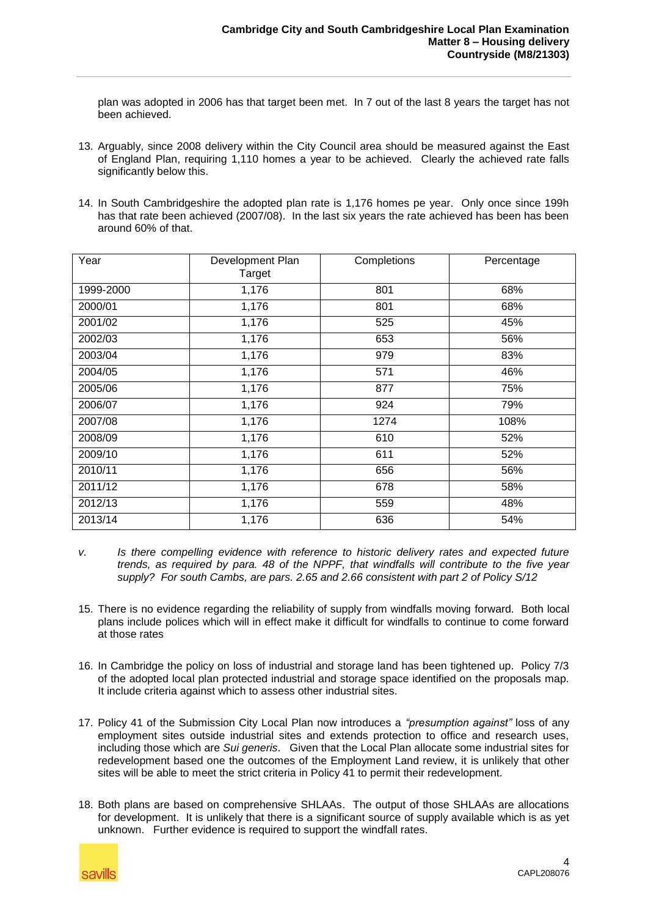plan was adopted in 2006 has that target been met. In 7 out of the last 8 years the target has not been achieved.

13. Arguably, since 2008 delivery within the City Council area should be measured against the East of England Plan, requiring 1,110 homes a year to be achieved. Clearly the achieved rate falls significantly below this.

14. In South Cambridgeshire the adopted plan rate is 1,176 homes pe year. Only once since 199h has that rate been achieved (2007/08). In the last six years the rate achieved has been has been around 60% of that.

| Year | Development Plan Target | Completions | Percentage |
|---|---|---|---|
| 1999-2000 | 1,176 | 801 | 68% |
| 2000/01 | 1,176 | 801 | 68% |
| 2001/02 | 1,176 | 525 | 45% |
| 2002/03 | 1,176 | 653 | 56% |
| 2003/04 | 1,176 | 979 | 83% |
| 2004/05 | 1,176 | 571 | 46% |
| 2005/06 | 1,176 | 877 | 75% |
| 2006/07 | 1,176 | 924 | 79% |
| 2007/08 | 1,176 | 1274 | 108% |
| 2008/09 | 1,176 | 610 | 52% |
| 2009/10 | 1,176 | 611 | 52% |
| 2010/11 | 1,176 | 656 | 56% |
| 2011/12 | 1,176 | 678 | 58% |
| 2012/13 | 1,176 | 559 | 48% |
| 2013/14 | 1,176 | 636 | 54% |

v. *Is there compelling evidence with reference to historic delivery rates and expected future trends, as required by para. 48 of the NPPF, that windfalls will contribute to the five year supply? For south Cambs, are pars. 2.65 and 2.66 consistent with part 2 of Policy S/12*

15. There is no evidence regarding the reliability of supply from windfalls moving forward. Both local plans include polices which will in effect make it difficult for windfalls to continue to come forward at those rates

16. In Cambridge the policy on loss of industrial and storage land has been tightened up. Policy 7/3 of the adopted local plan protected industrial and storage space identified on the proposals map. It include criteria against which to assess other industrial sites.

17. Policy 41 of the Submission City Local Plan now introduces a *"presumption against"* loss of any employment sites outside industrial sites and extends protection to office and research uses, including those which are *Sui generis*. Given that the Local Plan allocate some industrial sites for redevelopment based one the outcomes of the Employment Land review, it is unlikely that other sites will be able to meet the strict criteria in Policy 41 to permit their redevelopment.

18. Both plans are based on comprehensive SHLAAs. The output of those SHLAAs are allocations for development. It is unlikely that there is a significant source of supply available which is as yet unknown. Further evidence is required to support the windfall rates.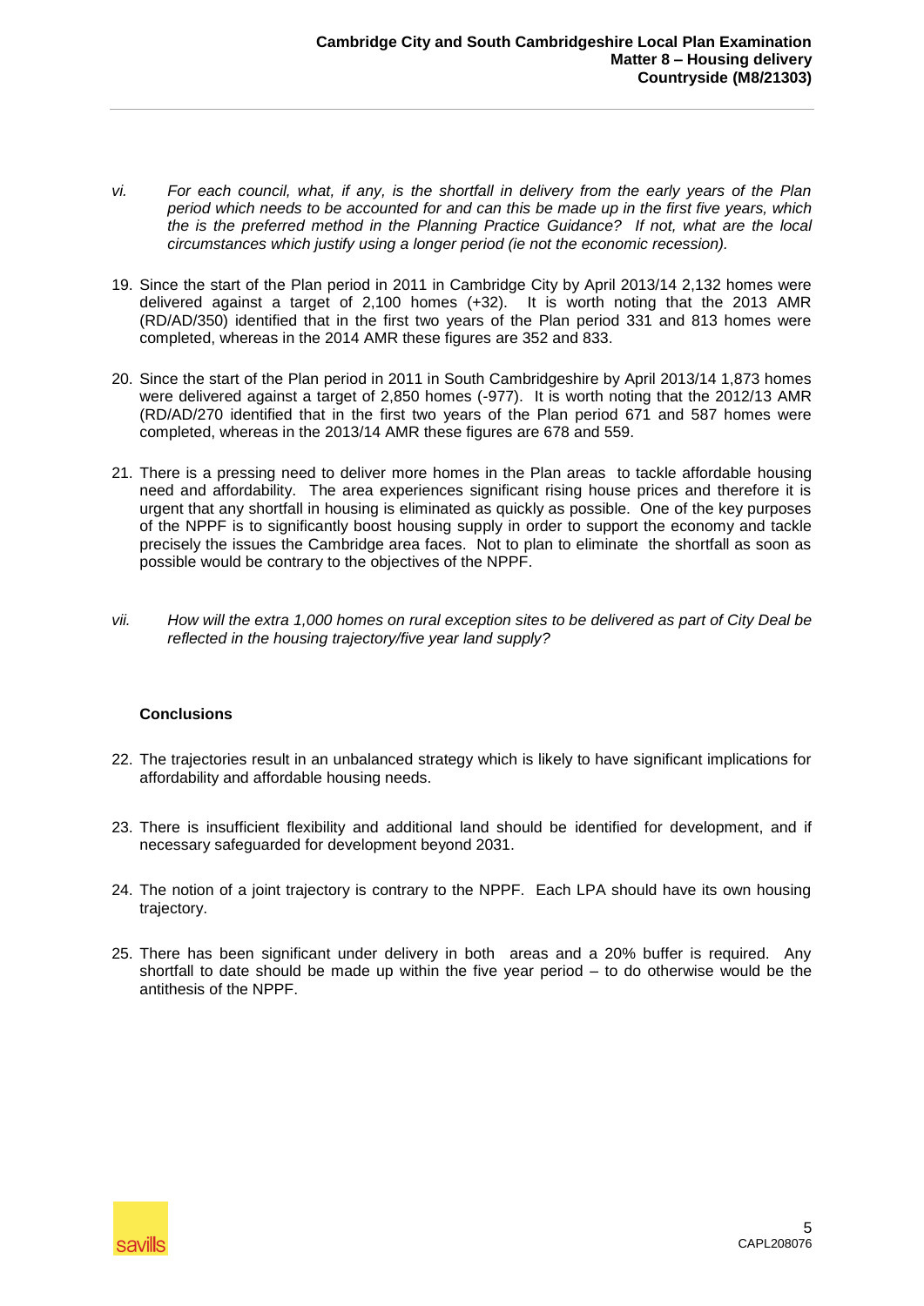*vi. For each council, what, if any, is the shortfall in delivery from the early years of the Plan period which needs to be accounted for and can this be made up in the first five years, which the is the preferred method in the Planning Practice Guidance? If not, what are the local circumstances which justify using a longer period (ie not the economic recession).*

19. Since the start of the Plan period in 2011 in Cambridge City by April 2013/14 2,132 homes were delivered against a target of 2,100 homes (+32). It is worth noting that the 2013 AMR (RD/AD/350) identified that in the first two years of the Plan period 331 and 813 homes were completed, whereas in the 2014 AMR these figures are 352 and 833.

20. Since the start of the Plan period in 2011 in South Cambridgeshire by April 2013/14 1,873 homes were delivered against a target of 2,850 homes (-977). It is worth noting that the 2012/13 AMR (RD/AD/270 identified that in the first two years of the Plan period 671 and 587 homes were completed, whereas in the 2013/14 AMR these figures are 678 and 559.

21. There is a pressing need to deliver more homes in the Plan areas to tackle affordable housing need and affordability. The area experiences significant rising house prices and therefore it is urgent that any shortfall in housing is eliminated as quickly as possible. One of the key purposes of the NPPF is to significantly boost housing supply in order to support the economy and tackle precisely the issues the Cambridge area faces. Not to plan to eliminate the shortfall as soon as possible would be contrary to the objectives of the NPPF.

*vii. How will the extra 1,000 homes on rural exception sites to be delivered as part of City Deal be reflected in the housing trajectory/five year land supply?*

**Conclusions**

22. The trajectories result in an unbalanced strategy which is likely to have significant implications for affordability and affordable housing needs.

23. There is insufficient flexibility and additional land should be identified for development, and if necessary safeguarded for development beyond 2031.

24. The notion of a joint trajectory is contrary to the NPPF. Each LPA should have its own housing trajectory.

25. There has been significant under delivery in both areas and a 20% buffer is required. Any shortfall to date should be made up within the five year period – to do otherwise would be the antithesis of the NPPF.